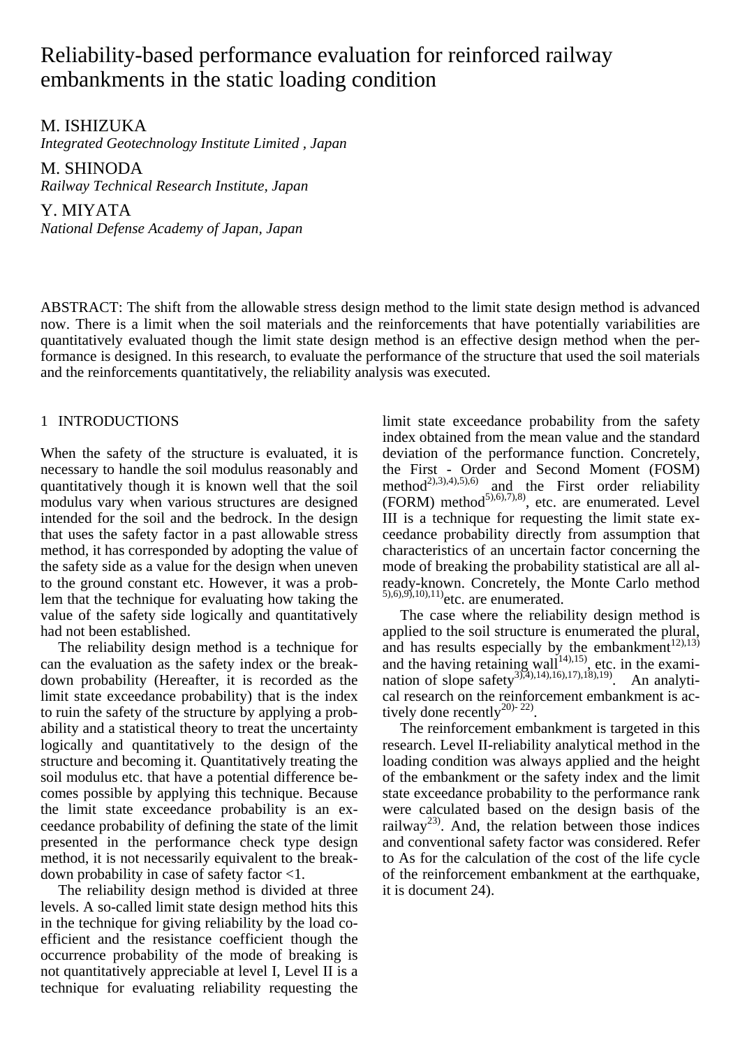# Reliability-based performance evaluation for reinforced railway embankments in the static loading condition

M. ISHIZUKA
*Integrated Geotechnology Institute Limited , Japan*

M. SHINODA
*Railway Technical Research Institute, Japan*

Y. MIYATA
*National Defense Academy of Japan, Japan*

ABSTRACT: The shift from the allowable stress design method to the limit state design method is advanced now. There is a limit when the soil materials and the reinforcements that have potentially variabilities are quantitatively evaluated though the limit state design method is an effective design method when the performance is designed. In this research, to evaluate the performance of the structure that used the soil materials and the reinforcements quantitatively, the reliability analysis was executed.

## 1 INTRODUCTIONS

When the safety of the structure is evaluated, it is necessary to handle the soil modulus reasonably and quantitatively though it is known well that the soil modulus vary when various structures are designed intended for the soil and the bedrock. In the design that uses the safety factor in a past allowable stress method, it has corresponded by adopting the value of the safety side as a value for the design when uneven to the ground constant etc. However, it was a problem that the technique for evaluating how taking the value of the safety side logically and quantitatively had not been established.

The reliability design method is a technique for can the evaluation as the safety index or the breakdown probability (Hereafter, it is recorded as the limit state exceedance probability) that is the index to ruin the safety of the structure by applying a probability and a statistical theory to treat the uncertainty logically and quantitatively to the design of the structure and becoming it. Quantitatively treating the soil modulus etc. that have a potential difference becomes possible by applying this technique. Because the limit state exceedance probability is an exceedance probability of defining the state of the limit presented in the performance check type design method, it is not necessarily equivalent to the breakdown probability in case of safety factor <1.

The reliability design method is divided at three levels. A so-called limit state design method hits this in the technique for giving reliability by the load coefficient and the resistance coefficient though the occurrence probability of the mode of breaking is not quantitatively appreciable at level I, Level II is a technique for evaluating reliability requesting the limit state exceedance probability from the safety index obtained from the mean value and the standard deviation of the performance function. Concretely, the First - Order and Second Moment (FOSM) method[2),3),4),5),6)] and the First order reliability (FORM) method[5),6),7),8)], etc. are enumerated. Level III is a technique for requesting the limit state exceedance probability directly from assumption that characteristics of an uncertain factor concerning the mode of breaking the probability statistical are all already-known. Concretely, the Monte Carlo method [5),6),9),10),11)]etc. are enumerated.

The case where the reliability design method is applied to the soil structure is enumerated the plural, and has results especially by the embankment[12),13)] and the having retaining wall[14),15)], etc. in the examination of slope safety[3),4),14),16),17),18),19)]. An analytical research on the reinforcement embankment is actively done recently[20)- 22)].

The reinforcement embankment is targeted in this research. Level II-reliability analytical method in the loading condition was always applied and the height of the embankment or the safety index and the limit state exceedance probability to the performance rank were calculated based on the design basis of the railway[23)]. And, the relation between those indices and conventional safety factor was considered. Refer to As for the calculation of the cost of the life cycle of the reinforcement embankment at the earthquake, it is document 24).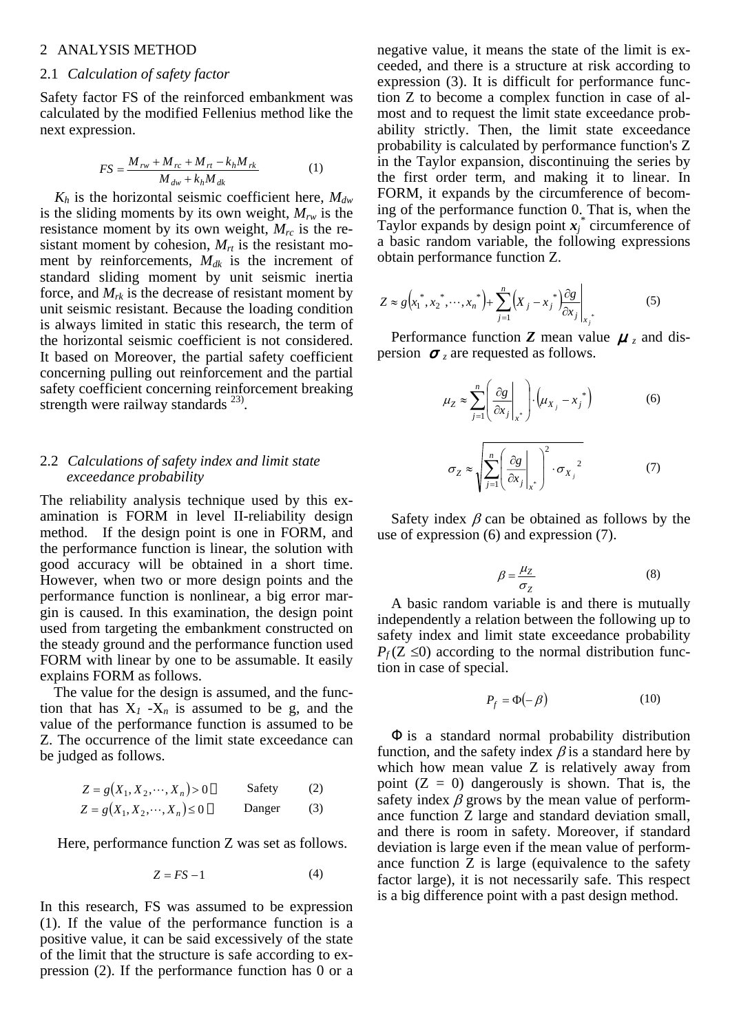## 2 ANALYSIS METHOD

### 2.1 *Calculation of safety factor*

Safety factor FS of the reinforced embankment was calculated by the modified Fellenius method like the next expression.

$$FS = \frac{M_{rw} + M_{rc} + M_{rt} - k_h M_{rk}}{M_{dw} + k_h M_{dk}} \qquad (1)$$

$K_h$ is the horizontal seismic coefficient here, $M_{dw}$ is the sliding moments by its own weight, $M_{rw}$ is the resistance moment by its own weight, $M_{rc}$ is the resistant moment by cohesion, $M_{rt}$ is the resistant moment by reinforcements, $M_{dk}$ is the increment of standard sliding moment by unit seismic inertia force, and $M_{rk}$ is the decrease of resistant moment by unit seismic resistant. Because the loading condition is always limited in static this research, the term of the horizontal seismic coefficient is not considered. It based on Moreover, the partial safety coefficient concerning pulling out reinforcement and the partial safety coefficient concerning reinforcement breaking strength were railway standards [23].

### 2.2 *Calculations of safety index and limit state exceedance probability*

The reliability analysis technique used by this examination is FORM in level II-reliability design method. If the design point is one in FORM, and the performance function is linear, the solution with good accuracy will be obtained in a short time. However, when two or more design points and the performance function is nonlinear, a big error margin is caused. In this examination, the design point used from targeting the embankment constructed on the steady ground and the performance function used FORM with linear by one to be assumable. It easily explains FORM as follows.

The value for the design is assumed, and the function that has $X_1$ -$X_n$ is assumed to be g, and the value of the performance function is assumed to be Z. The occurrence of the limit state exceedance can be judged as follows.

$$Z = g(X_1, X_2, \cdots, X_n) > 0 \quad \text{Safety} \qquad (2)$$

$$Z = g(X_1, X_2, \cdots, X_n) \leq 0 \quad \text{Danger} \qquad (3)$$

Here, performance function Z was set as follows.

$$Z = FS - 1 \qquad (4)$$

In this research, FS was assumed to be expression (1). If the value of the performance function is a positive value, it can be said excessively of the state of the limit that the structure is safe according to expression (2). If the performance function has 0 or a negative value, it means the state of the limit is exceeded, and there is a structure at risk according to expression (3). It is difficult for performance function Z to become a complex function in case of almost and to request the limit state exceedance probability strictly. Then, the limit state exceedance probability is calculated by performance function's Z in the Taylor expansion, discontinuing the series by the first order term, and making it to linear. In FORM, it expands by the circumference of becoming of the performance function 0. That is, when the Taylor expands by design point $x_j^*$ circumference of a basic random variable, the following expressions obtain performance function Z.

$$Z \approx g\left(x_1^*, x_2^*, \cdots, x_n^*\right) + \sum_{j=1}^{n} \left(X_j - x_j^*\right) \frac{\partial g}{\partial x_j}\bigg|_{x_j^*} \qquad (5)$$

Performance function $\boldsymbol{Z}$ mean value $\mu_z$ and dispersion $\sigma_z$ are requested as follows.

$$\mu_Z \approx \sum_{j=1}^{n} \left( \frac{\partial g}{\partial x_j}\bigg|_{x^*} \right) \cdot \left( \mu_{X_j} - x_j^* \right) \qquad (6)$$

$$\sigma_Z \approx \sqrt{\sum_{j=1}^{n} \left( \frac{\partial g}{\partial x_j}\bigg|_{x^*} \right)^2 \cdot \sigma_{X_j}{}^2} \qquad (7)$$

Safety index $\beta$ can be obtained as follows by the use of expression (6) and expression (7).

$$\beta = \frac{\mu_Z}{\sigma_Z} \qquad (8)$$

A basic random variable is and there is mutually independently a relation between the following up to safety index and limit state exceedance probability $P_f$ ($Z \leq 0$) according to the normal distribution function in case of special.

$$P_f = \Phi(-\beta) \qquad (10)$$

$\Phi$ is a standard normal probability distribution function, and the safety index $\beta$ is a standard here by which how mean value Z is relatively away from point ($Z = 0$) dangerously is shown. That is, the safety index $\beta$ grows by the mean value of performance function Z large and standard deviation small, and there is room in safety. Moreover, if standard deviation is large even if the mean value of performance function Z is large (equivalence to the safety factor large), it is not necessarily safe. This respect is a big difference point with a past design method.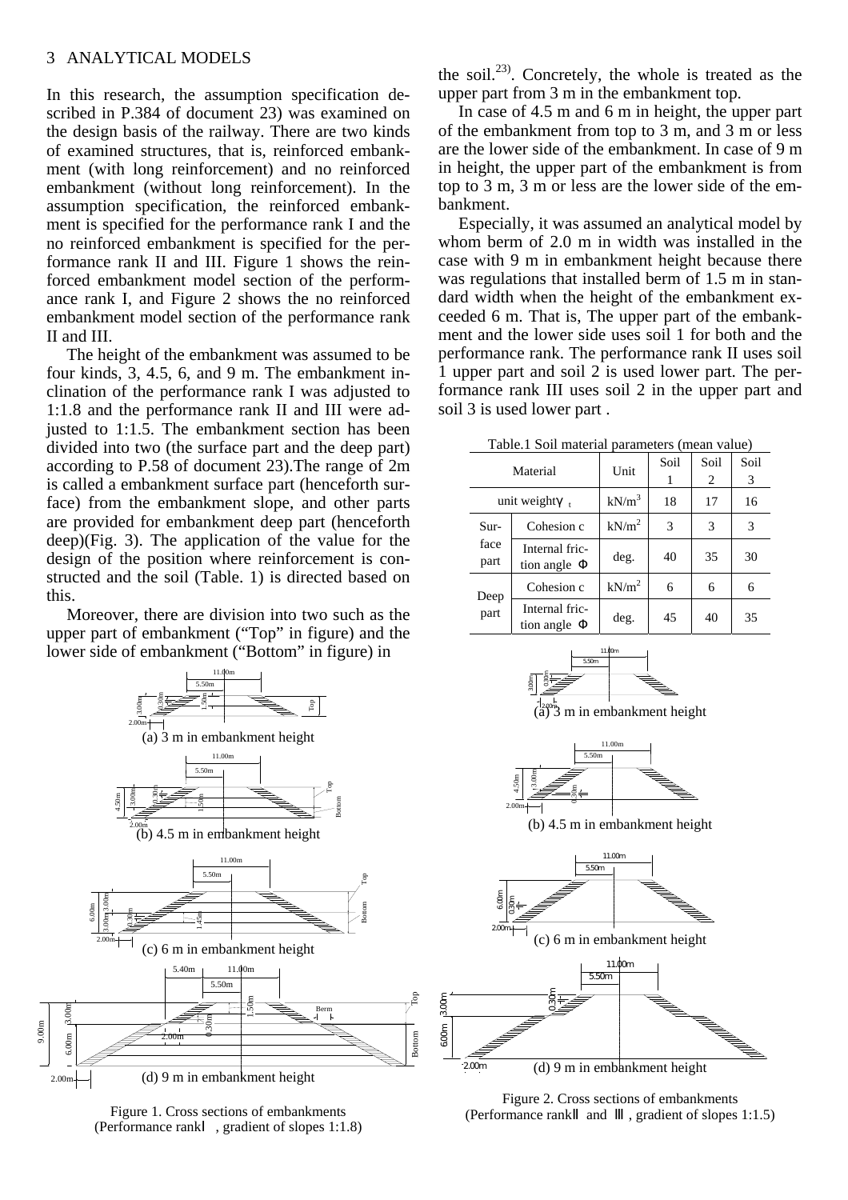## 3 ANALYTICAL MODELS

In this research, the assumption specification described in P.384 of document 23) was examined on the design basis of the railway. There are two kinds of examined structures, that is, reinforced embankment (with long reinforcement) and no reinforced embankment (without long reinforcement). In the assumption specification, the reinforced embankment is specified for the performance rank I and the no reinforced embankment is specified for the performance rank II and III. Figure 1 shows the reinforced embankment model section of the performance rank I, and Figure 2 shows the no reinforced embankment model section of the performance rank II and III.

The height of the embankment was assumed to be four kinds, 3, 4.5, 6, and 9 m. The embankment inclination of the performance rank I was adjusted to 1:1.8 and the performance rank II and III were adjusted to 1:1.5. The embankment section has been divided into two (the surface part and the deep part) according to P.58 of document 23).The range of 2m is called a embankment surface part (henceforth surface) from the embankment slope, and other parts are provided for embankment deep part (henceforth deep)(Fig. 3). The application of the value for the design of the position where reinforcement is constructed and the soil (Table. 1) is directed based on this.

Moreover, there are division into two such as the upper part of embankment ("Top" in figure) and the lower side of embankment ("Bottom" in figure) in the soil.[23]. Concretely, the whole is treated as the upper part from 3 m in the embankment top.

In case of 4.5 m and 6 m in height, the upper part of the embankment from top to 3 m, and 3 m or less are the lower side of the embankment. In case of 9 m in height, the upper part of the embankment is from top to 3 m, 3 m or less are the lower side of the embankment.

Especially, it was assumed an analytical model by whom berm of 2.0 m in width was installed in the case with 9 m in embankment height because there was regulations that installed berm of 1.5 m in standard width when the height of the embankment exceeded 6 m. That is, The upper part of the embankment and the lower side uses soil 1 for both and the performance rank. The performance rank II uses soil 1 upper part and soil 2 is used lower part. The performance rank III uses soil 2 in the upper part and soil 3 is used lower part .

Table.1 Soil material parameters (mean value)

| Material | | Unit | Soil 1 | Soil 2 | Soil 3 |
|---|---|---|---|---|---|
| unit weight $\gamma_t$ | | kN/m$^3$ | 18 | 17 | 16 |
| Surface part | Cohesion c | kN/m$^2$ | 3 | 3 | 3 |
| | Internal friction angle $\Phi$ | deg. | 40 | 35 | 30 |
| Deep part | Cohesion c | kN/m$^2$ | 6 | 6 | 6 |
| | Internal friction angle $\Phi$ | deg. | 45 | 40 | 35 |

(a) 3 m in embankment height

(b) 4.5 m in embankment height

(c) 6 m in embankment height

(d) 9 m in embankment height

Figure 1. Cross sections of embankments (Performance rankⅠ, gradient of slopes 1:1.8)

(a) 3 m in embankment height

(b) 4.5 m in embankment height

(c) 6 m in embankment height

(d) 9 m in embankment height

Figure 2. Cross sections of embankments (Performance rankⅡ and Ⅲ, gradient of slopes 1:1.5)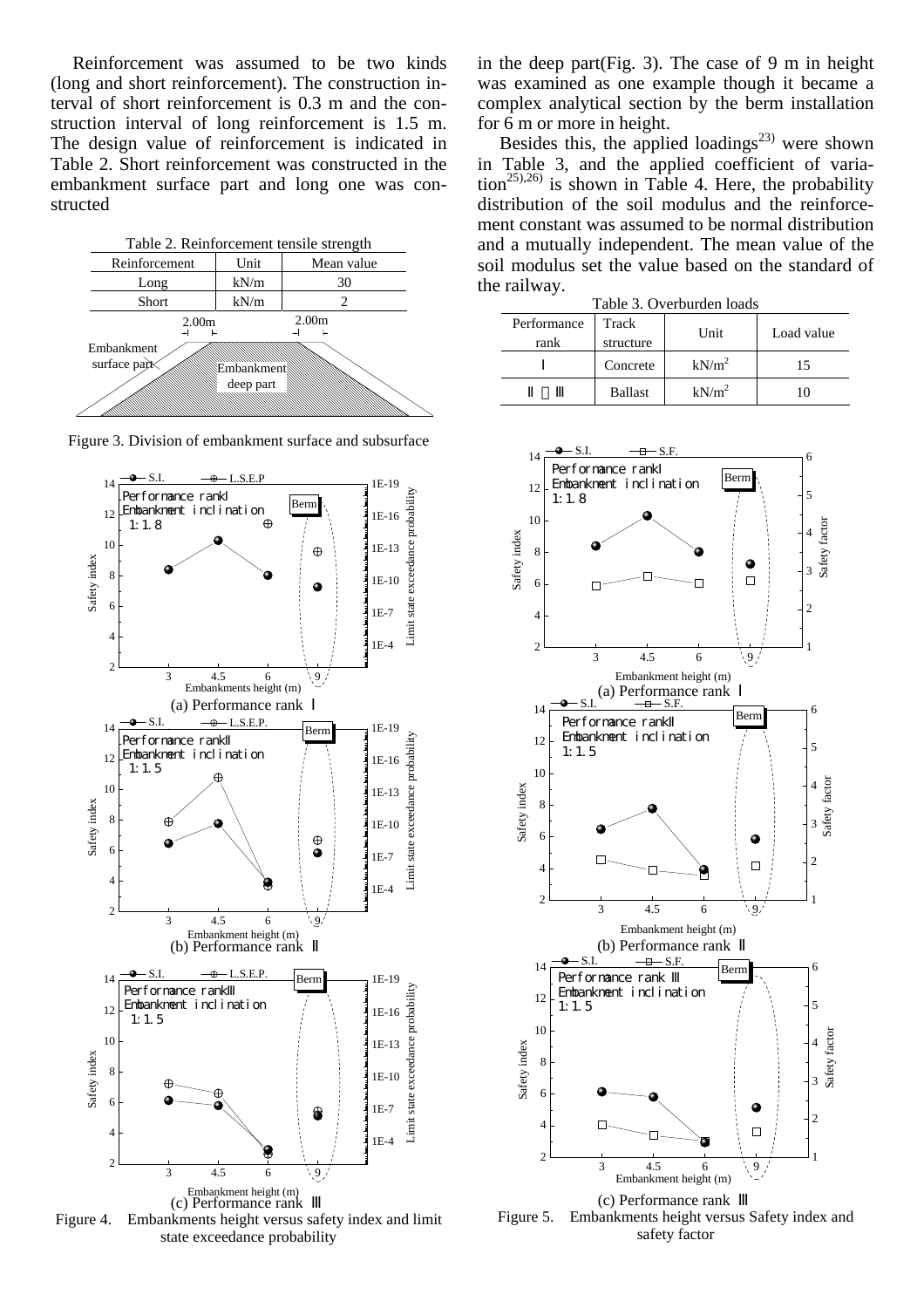Reinforcement was assumed to be two kinds (long and short reinforcement). The construction interval of short reinforcement is 0.3 m and the construction interval of long reinforcement is 1.5 m. The design value of reinforcement is indicated in Table 2. Short reinforcement was constructed in the embankment surface part and long one was constructed in the deep part(Fig. 3). The case of 9 m in height was examined as one example though it became a complex analytical section by the berm installation for 6 m or more in height.

Table 2. Reinforcement tensile strength

| Reinforcement | Unit | Mean value |
|---|---|---|
| Long | kN/m | 30 |
| Short | kN/m | 2 |

Figure 3. Division of embankment surface and subsurface

Besides this, the applied loadings[23] were shown in Table 3, and the applied coefficient of variation[25),26)] is shown in Table 4. Here, the probability distribution of the soil modulus and the reinforcement constant was assumed to be normal distribution and a mutually independent. The mean value of the soil modulus set the value based on the standard of the railway.

Table 3. Overburden loads

| Performance rank | Track structure | Unit | Load value |
|---|---|---|---|
| Ⅰ | Concrete | kN/m$^2$ | 15 |
| Ⅱ，Ⅲ | Ballast | kN/m$^2$ | 10 |

Figure 4. Embankments height versus safety index and limit state exceedance probability

Figure 5. Embankments height versus Safety index and safety factor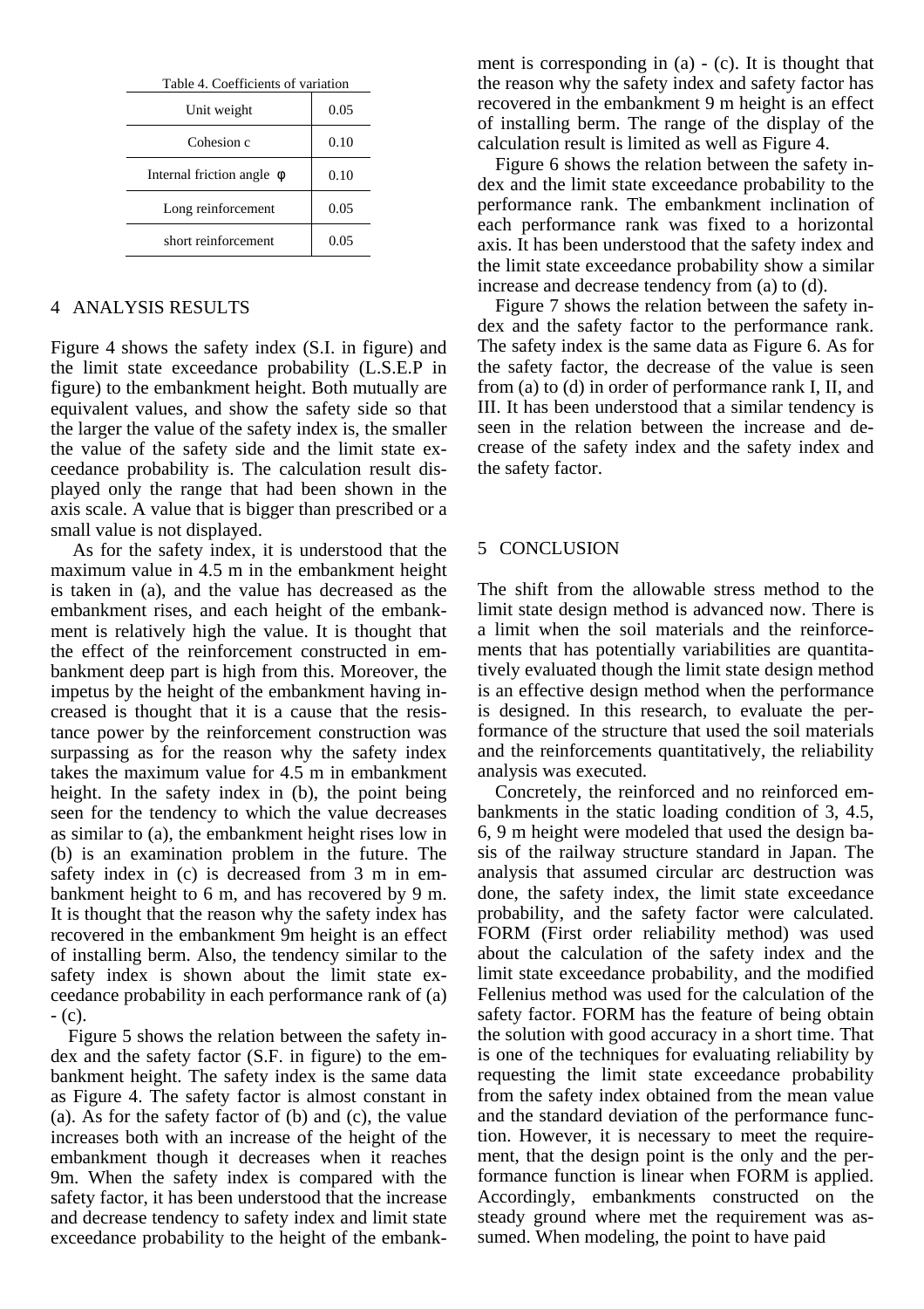Table 4. Coefficients of variation

| | |
|---|---|
| Unit weight | 0.05 |
| Cohesion c | 0.10 |
| Internal friction angle φ | 0.10 |
| Long reinforcement | 0.05 |
| short reinforcement | 0.05 |

## 4 ANALYSIS RESULTS

Figure 4 shows the safety index (S.I. in figure) and the limit state exceedance probability (L.S.E.P in figure) to the embankment height. Both mutually are equivalent values, and show the safety side so that the larger the value of the safety index is, the smaller the value of the safety side and the limit state exceedance probability is. The calculation result displayed only the range that had been shown in the axis scale. A value that is bigger than prescribed or a small value is not displayed.

As for the safety index, it is understood that the maximum value in 4.5 m in the embankment height is taken in (a), and the value has decreased as the embankment rises, and each height of the embankment is relatively high the value. It is thought that the effect of the reinforcement constructed in embankment deep part is high from this. Moreover, the impetus by the height of the embankment having increased is thought that it is a cause that the resistance power by the reinforcement construction was surpassing as for the reason why the safety index takes the maximum value for 4.5 m in embankment height. In the safety index in (b), the point being seen for the tendency to which the value decreases as similar to (a), the embankment height rises low in (b) is an examination problem in the future. The safety index in (c) is decreased from 3 m in embankment height to 6 m, and has recovered by 9 m. It is thought that the reason why the safety index has recovered in the embankment 9m height is an effect of installing berm. Also, the tendency similar to the safety index is shown about the limit state exceedance probability in each performance rank of (a) - (c).

Figure 5 shows the relation between the safety index and the safety factor (S.F. in figure) to the embankment height. The safety index is the same data as Figure 4. The safety factor is almost constant in (a). As for the safety factor of (b) and (c), the value increases both with an increase of the height of the embankment though it decreases when it reaches 9m. When the safety index is compared with the safety factor, it has been understood that the increase and decrease tendency to safety index and limit state exceedance probability to the height of the embankment is corresponding in (a) - (c). It is thought that the reason why the safety index and safety factor has recovered in the embankment 9 m height is an effect of installing berm. The range of the display of the calculation result is limited as well as Figure 4.

Figure 6 shows the relation between the safety index and the limit state exceedance probability to the performance rank. The embankment inclination of each performance rank was fixed to a horizontal axis. It has been understood that the safety index and the limit state exceedance probability show a similar increase and decrease tendency from (a) to (d).

Figure 7 shows the relation between the safety index and the safety factor to the performance rank. The safety index is the same data as Figure 6. As for the safety factor, the decrease of the value is seen from (a) to (d) in order of performance rank I, II, and III. It has been understood that a similar tendency is seen in the relation between the increase and decrease of the safety index and the safety index and the safety factor.

## 5 CONCLUSION

The shift from the allowable stress method to the limit state design method is advanced now. There is a limit when the soil materials and the reinforcements that has potentially variabilities are quantitatively evaluated though the limit state design method is an effective design method when the performance is designed. In this research, to evaluate the performance of the structure that used the soil materials and the reinforcements quantitatively, the reliability analysis was executed.

Concretely, the reinforced and no reinforced embankments in the static loading condition of 3, 4.5, 6, 9 m height were modeled that used the design basis of the railway structure standard in Japan. The analysis that assumed circular arc destruction was done, the safety index, the limit state exceedance probability, and the safety factor were calculated. FORM (First order reliability method) was used about the calculation of the safety index and the limit state exceedance probability, and the modified Fellenius method was used for the calculation of the safety factor. FORM has the feature of being obtain the solution with good accuracy in a short time. That is one of the techniques for evaluating reliability by requesting the limit state exceedance probability from the safety index obtained from the mean value and the standard deviation of the performance function. However, it is necessary to meet the requirement, that the design point is the only and the performance function is linear when FORM is applied. Accordingly, embankments constructed on the steady ground where met the requirement was assumed. When modeling, the point to have paid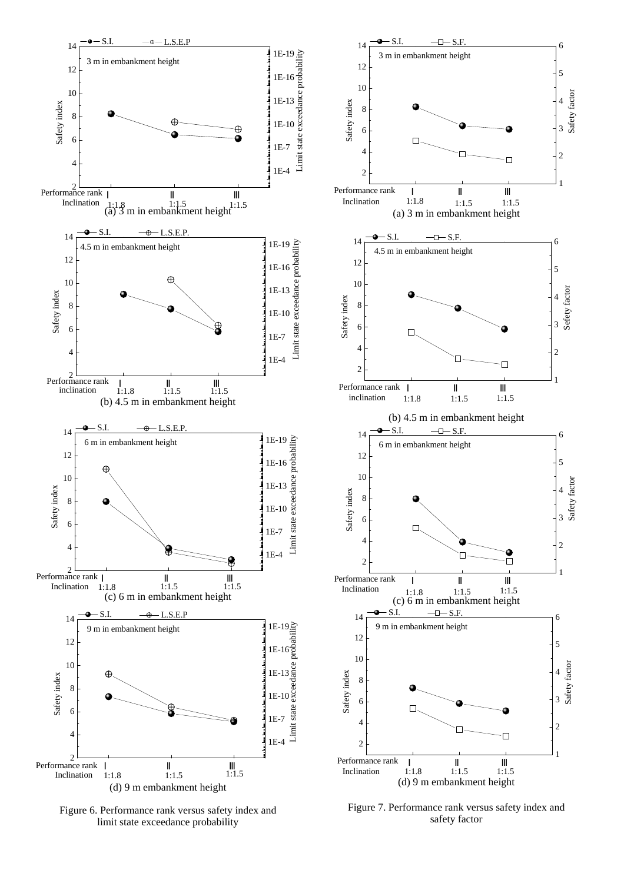Figure 6. Performance rank versus safety index and limit state exceedance probability

Figure 7. Performance rank versus safety index and safety factor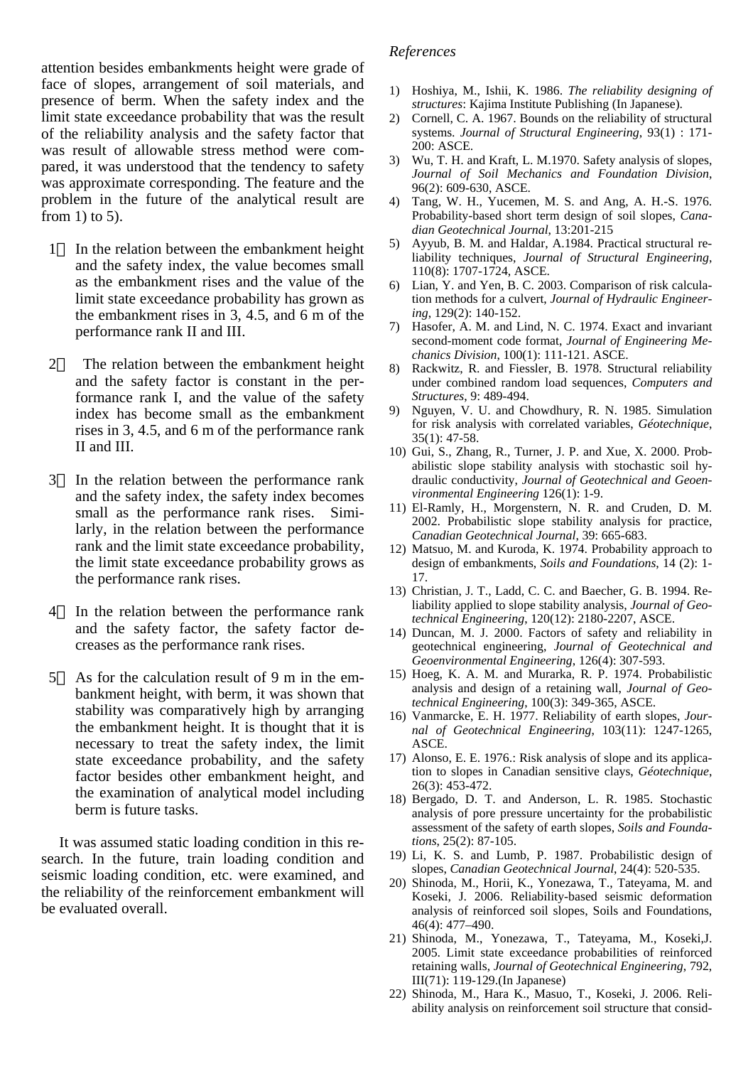attention besides embankments height were grade of face of slopes, arrangement of soil materials, and presence of berm. When the safety index and the limit state exceedance probability that was the result of the reliability analysis and the safety factor that was result of allowable stress method were compared, it was understood that the tendency to safety was approximate corresponding. The feature and the problem in the future of the analytical result are from 1) to 5).

1) In the relation between the embankment height and the safety index, the value becomes small as the embankment rises and the value of the limit state exceedance probability has grown as the embankment rises in 3, 4.5, and 6 m of the performance rank II and III.

2) The relation between the embankment height and the safety factor is constant in the performance rank I, and the value of the safety index has become small as the embankment rises in 3, 4.5, and 6 m of the performance rank II and III.

3) In the relation between the performance rank and the safety index, the safety index becomes small as the performance rank rises. Similarly, in the relation between the performance rank and the limit state exceedance probability, the limit state exceedance probability grows as the performance rank rises.

4) In the relation between the performance rank and the safety factor, the safety factor decreases as the performance rank rises.

5) As for the calculation result of 9 m in the embankment height, with berm, it was shown that stability was comparatively high by arranging the embankment height. It is thought that it is necessary to treat the safety index, the limit state exceedance probability, and the safety factor besides other embankment height, and the examination of analytical model including berm is future tasks.

It was assumed static loading condition in this research. In the future, train loading condition and seismic loading condition, etc. were examined, and the reliability of the reinforcement embankment will be evaluated overall.

*References*

1) Hoshiya, M., Ishii, K. 1986. *The reliability designing of structures*: Kajima Institute Publishing (In Japanese).
2) Cornell, C. A. 1967. Bounds on the reliability of structural systems. *Journal of Structural Engineering*, 93(1) : 171-200: ASCE.
3) Wu, T. H. and Kraft, L. M.1970. Safety analysis of slopes, *Journal of Soil Mechanics and Foundation Division*, 96(2): 609-630, ASCE.
4) Tang, W. H., Yucemen, M. S. and Ang, A. H.-S. 1976. Probability-based short term design of soil slopes, *Canadian Geotechnical Journal*, 13:201-215
5) Ayyub, B. M. and Haldar, A.1984. Practical structural reliability techniques, *Journal of Structural Engineering*, 110(8): 1707-1724, ASCE.
6) Lian, Y. and Yen, B. C. 2003. Comparison of risk calculation methods for a culvert, *Journal of Hydraulic Engineering*, 129(2): 140-152.
7) Hasofer, A. M. and Lind, N. C. 1974. Exact and invariant second-moment code format, *Journal of Engineering Mechanics Division*, 100(1): 111-121. ASCE.
8) Rackwitz, R. and Fiessler, B. 1978. Structural reliability under combined random load sequences, *Computers and Structures*, 9: 489-494.
9) Nguyen, V. U. and Chowdhury, R. N. 1985. Simulation for risk analysis with correlated variables, *Géotechnique*, 35(1): 47-58.
10) Gui, S., Zhang, R., Turner, J. P. and Xue, X. 2000. Probabilistic slope stability analysis with stochastic soil hydraulic conductivity, *Journal of Geotechnical and Geoenvironmental Engineering* 126(1): 1-9.
11) El-Ramly, H., Morgenstern, N. R. and Cruden, D. M. 2002. Probabilistic slope stability analysis for practice, *Canadian Geotechnical Journal*, 39: 665-683.
12) Matsuo, M. and Kuroda, K. 1974. Probability approach to design of embankments, *Soils and Foundations*, 14 (2): 1-17.
13) Christian, J. T., Ladd, C. C. and Baecher, G. B. 1994. Reliability applied to slope stability analysis, *Journal of Geotechnical Engineering*, 120(12): 2180-2207, ASCE.
14) Duncan, M. J. 2000. Factors of safety and reliability in geotechnical engineering, *Journal of Geotechnical and Geoenvironmental Engineering*, 126(4): 307-593.
15) Hoeg, K. A. M. and Murarka, R. P. 1974. Probabilistic analysis and design of a retaining wall, *Journal of Geotechnical Engineering*, 100(3): 349-365, ASCE.
16) Vanmarcke, E. H. 1977. Reliability of earth slopes, *Journal of Geotechnical Engineering*, 103(11): 1247-1265, ASCE.
17) Alonso, E. E. 1976.: Risk analysis of slope and its application to slopes in Canadian sensitive clays, *Géotechnique*, 26(3): 453-472.
18) Bergado, D. T. and Anderson, L. R. 1985. Stochastic analysis of pore pressure uncertainty for the probabilistic assessment of the safety of earth slopes, *Soils and Foundations*, 25(2): 87-105.
19) Li, K. S. and Lumb, P. 1987. Probabilistic design of slopes, *Canadian Geotechnical Journal*, 24(4): 520-535.
20) Shinoda, M., Horii, K., Yonezawa, T., Tateyama, M. and Koseki, J. 2006. Reliability-based seismic deformation analysis of reinforced soil slopes, Soils and Foundations, 46(4): 477–490.
21) Shinoda, M., Yonezawa, T., Tateyama, M., Koseki,J. 2005. Limit state exceedance probabilities of reinforced retaining walls, *Journal of Geotechnical Engineering*, 792, III(71): 119-129.(In Japanese)
22) Shinoda, M., Hara K., Masuo, T., Koseki, J. 2006. Reliability analysis on reinforcement soil structure that consid-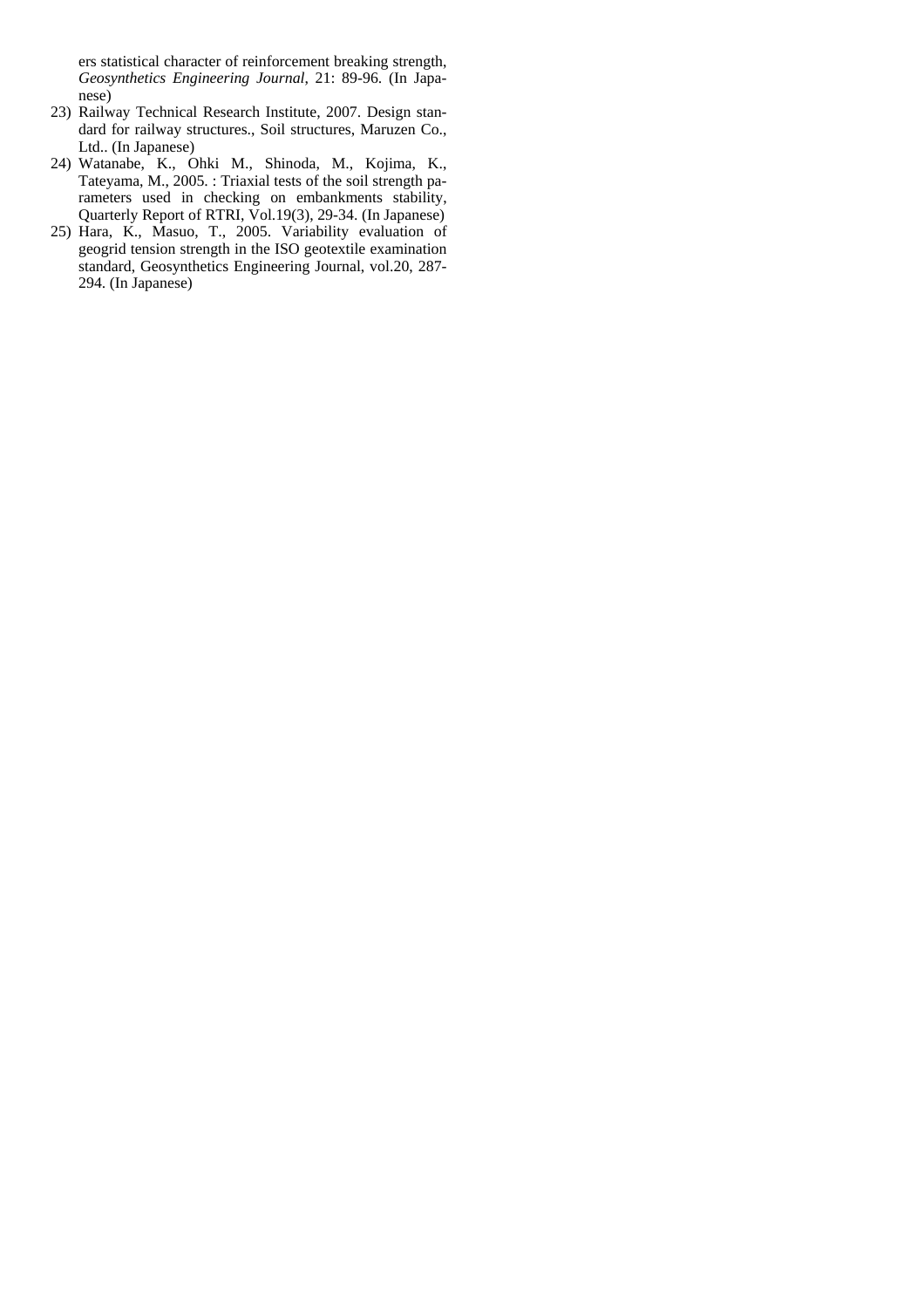ers statistical character of reinforcement breaking strength, *Geosynthetics Engineering Journal*, 21: 89-96. (In Japanese)

23) Railway Technical Research Institute, 2007. Design standard for railway structures., Soil structures, Maruzen Co., Ltd.. (In Japanese)
24) Watanabe, K., Ohki M., Shinoda, M., Kojima, K., Tateyama, M., 2005. : Triaxial tests of the soil strength parameters used in checking on embankments stability, Quarterly Report of RTRI, Vol.19(3), 29-34. (In Japanese)
25) Hara, K., Masuo, T., 2005. Variability evaluation of geogrid tension strength in the ISO geotextile examination standard, Geosynthetics Engineering Journal, vol.20, 287-294. (In Japanese)